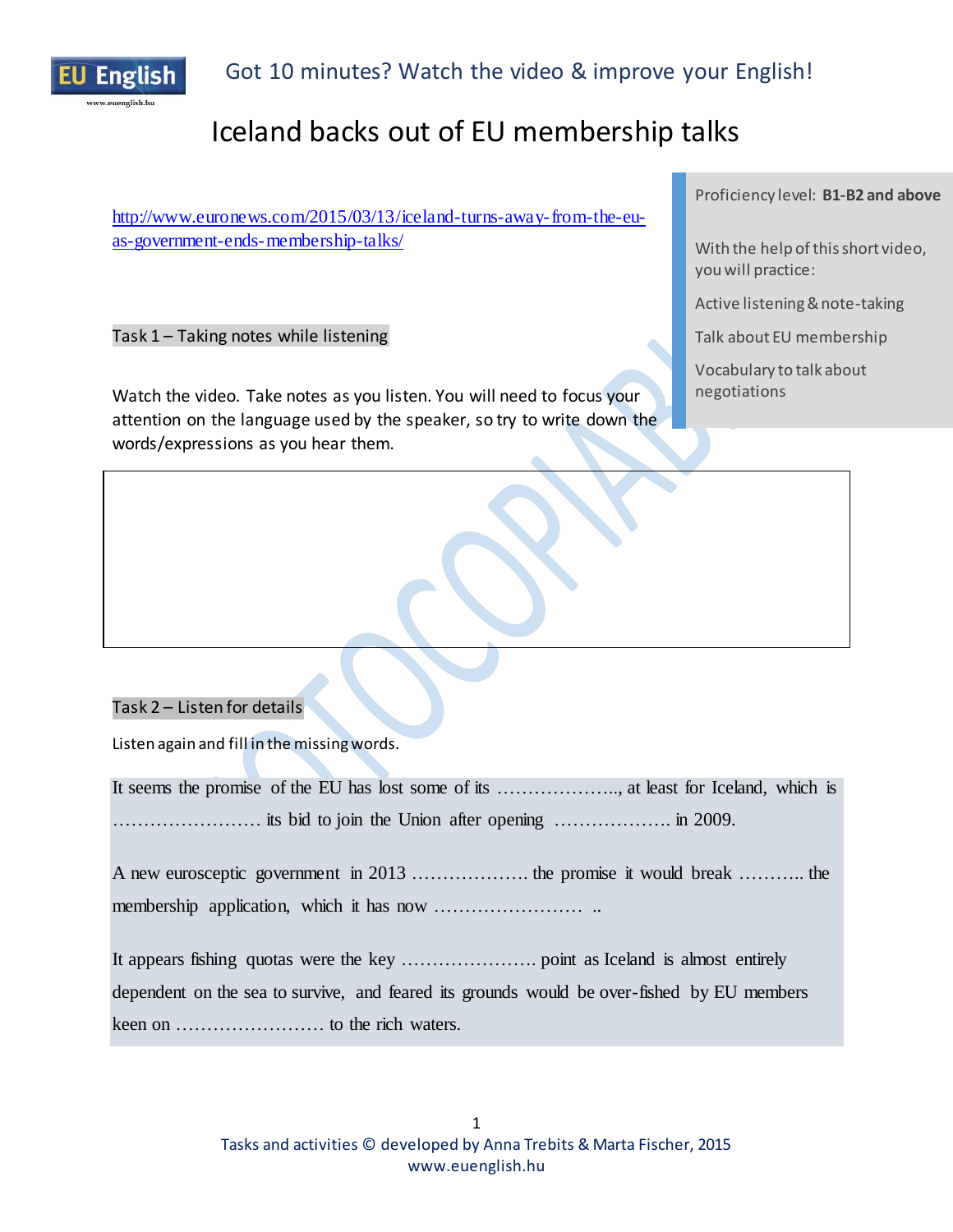Got 10 minutes? Watch the video & improve your English!

# Iceland backs out of EU membership talks

Proficiency level: **B1-B2 and above**

With the help of this short video, you will practice:

Active listening & note-taking

Talk about EU membership

Vocabulary to talk about negotiations

http://www.euronews.com/2015/03/13/iceland-turns-away-from-the-eu-as-government-ends-membership-talks/

## Task 1 – Taking notes while listening

Watch the video. Take notes as you listen. You will need to focus your attention on the language used by the speaker, so try to write down the words/expressions as you hear them.

| |
|---|
| |

## Task 2 – Listen for details

Listen again and fill in the missing words.

It seems the promise of the EU has lost some of its ……………….., at least for Iceland, which is …………………… its bid to join the Union after opening ………………. in 2009.

A new eurosceptic government in 2013 ………………. the promise it would break ……….. the membership application, which it has now …………………… ..

It appears fishing quotas were the key …………………. point as Iceland is almost entirely dependent on the sea to survive, and feared its grounds would be over-fished by EU members keen on …………………… to the rich waters.

Tasks and activities © developed by Anna Trebits & Marta Fischer, 2015
www.euenglish.hu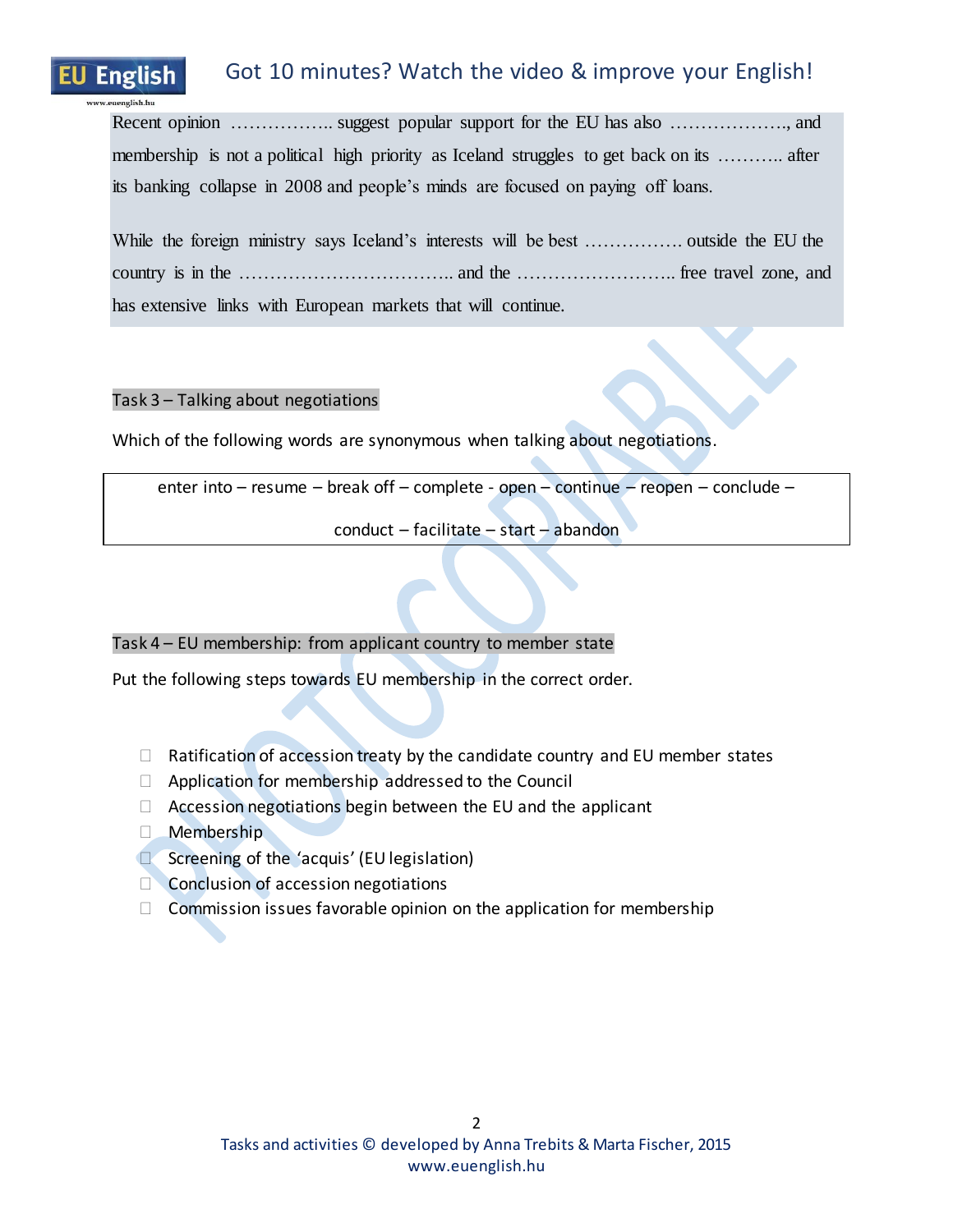Recent opinion …………….. suggest popular support for the EU has also ………………., and membership is not a political high priority as Iceland struggles to get back on its ……….. after its banking collapse in 2008 and people's minds are focused on paying off loans.

While the foreign ministry says Iceland's interests will be best ……………. outside the EU the country is in the …………………………….. and the …………………….. free travel zone, and has extensive links with European markets that will continue.

## Task 3 – Talking about negotiations

Which of the following words are synonymous when talking about negotiations.

| enter into – resume – break off – complete - open – continue – reopen – conclude – conduct – facilitate – start – abandon |
|---|

## Task 4 – EU membership: from applicant country to member state

Put the following steps towards EU membership in the correct order.

- ☐ Ratification of accession treaty by the candidate country and EU member states
- ☐ Application for membership addressed to the Council
- ☐ Accession negotiations begin between the EU and the applicant
- ☐ Membership
- ☐ Screening of the 'acquis' (EU legislation)
- ☐ Conclusion of accession negotiations
- ☐ Commission issues favorable opinion on the application for membership

Tasks and activities © developed by Anna Trebits & Marta Fischer, 2015
www.euenglish.hu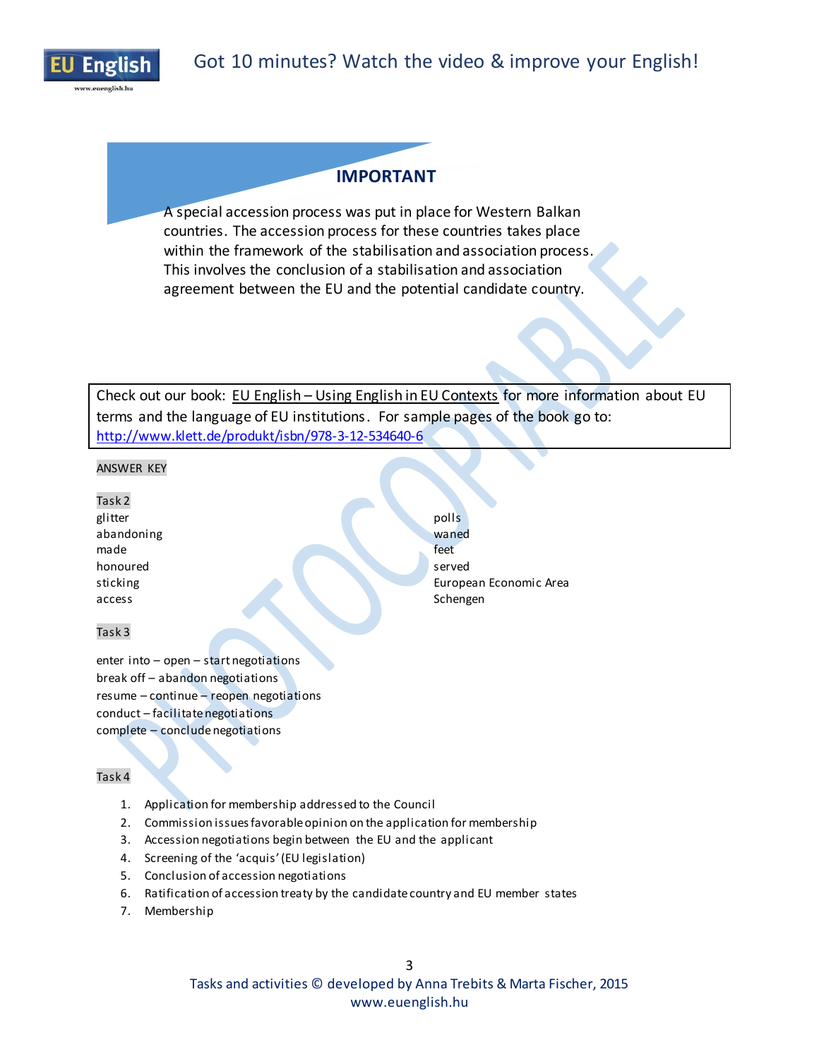## IMPORTANT

A special accession process was put in place for Western Balkan countries. The accession process for these countries takes place within the framework of the stabilisation and association process. This involves the conclusion of a stabilisation and association agreement between the EU and the potential candidate country.

Check out our book: EU English – Using English in EU Contexts for more information about EU terms and the language of EU institutions. For sample pages of the book go to: http://www.klett.de/produkt/isbn/978-3-12-534640-6

ANSWER KEY

Task 2

glitter
abandoning
made
honoured
sticking
access
polls
waned
feet
served
European Economic Area
Schengen

Task 3

enter into – open – start negotiations
break off – abandon negotiations
resume – continue – reopen negotiations
conduct – facilitate negotiations
complete – conclude negotiations

Task 4

1. Application for membership addressed to the Council
2. Commission issues favorable opinion on the application for membership
3. Accession negotiations begin between the EU and the applicant
4. Screening of the 'acquis' (EU legislation)
5. Conclusion of accession negotiations
6. Ratification of accession treaty by the candidate country and EU member states
7. Membership

Tasks and activities © developed by Anna Trebits & Marta Fischer, 2015
www.euenglish.hu